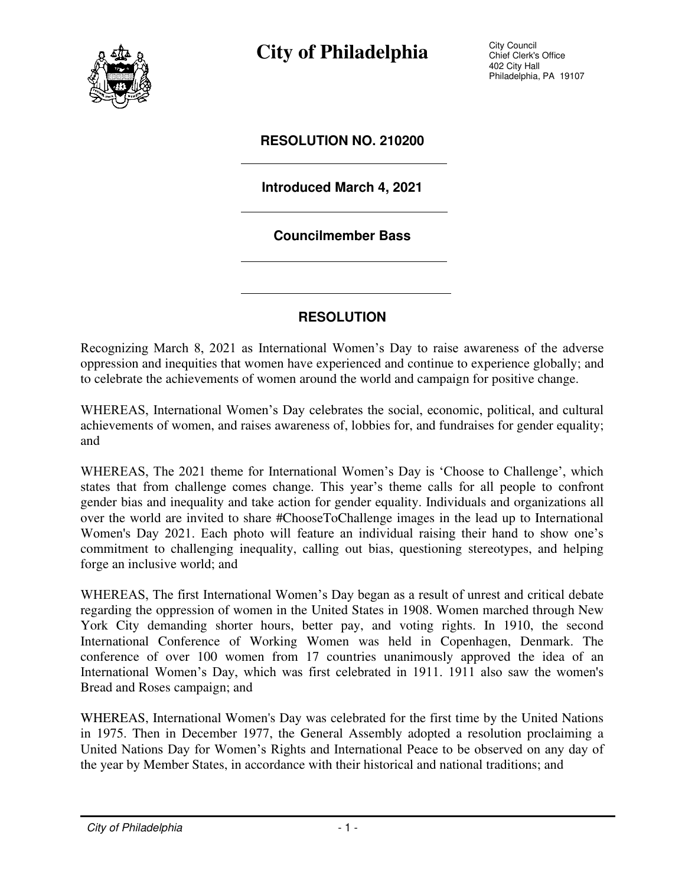# City of Philadelphia

City Council
Chief Clerk's Office
402 City Hall
Philadelphia, PA 19107

## RESOLUTION NO. 210200

**Introduced March 4, 2021**

**Councilmember Bass**

## RESOLUTION

Recognizing March 8, 2021 as International Women's Day to raise awareness of the adverse oppression and inequities that women have experienced and continue to experience globally; and to celebrate the achievements of women around the world and campaign for positive change.

WHEREAS, International Women's Day celebrates the social, economic, political, and cultural achievements of women, and raises awareness of, lobbies for, and fundraises for gender equality; and

WHEREAS, The 2021 theme for International Women's Day is 'Choose to Challenge', which states that from challenge comes change. This year's theme calls for all people to confront gender bias and inequality and take action for gender equality. Individuals and organizations all over the world are invited to share #ChooseToChallenge images in the lead up to International Women's Day 2021. Each photo will feature an individual raising their hand to show one's commitment to challenging inequality, calling out bias, questioning stereotypes, and helping forge an inclusive world; and

WHEREAS, The first International Women's Day began as a result of unrest and critical debate regarding the oppression of women in the United States in 1908. Women marched through New York City demanding shorter hours, better pay, and voting rights. In 1910, the second International Conference of Working Women was held in Copenhagen, Denmark. The conference of over 100 women from 17 countries unanimously approved the idea of an International Women's Day, which was first celebrated in 1911. 1911 also saw the women's Bread and Roses campaign; and

WHEREAS, International Women's Day was celebrated for the first time by the United Nations in 1975. Then in December 1977, the General Assembly adopted a resolution proclaiming a United Nations Day for Women's Rights and International Peace to be observed on any day of the year by Member States, in accordance with their historical and national traditions; and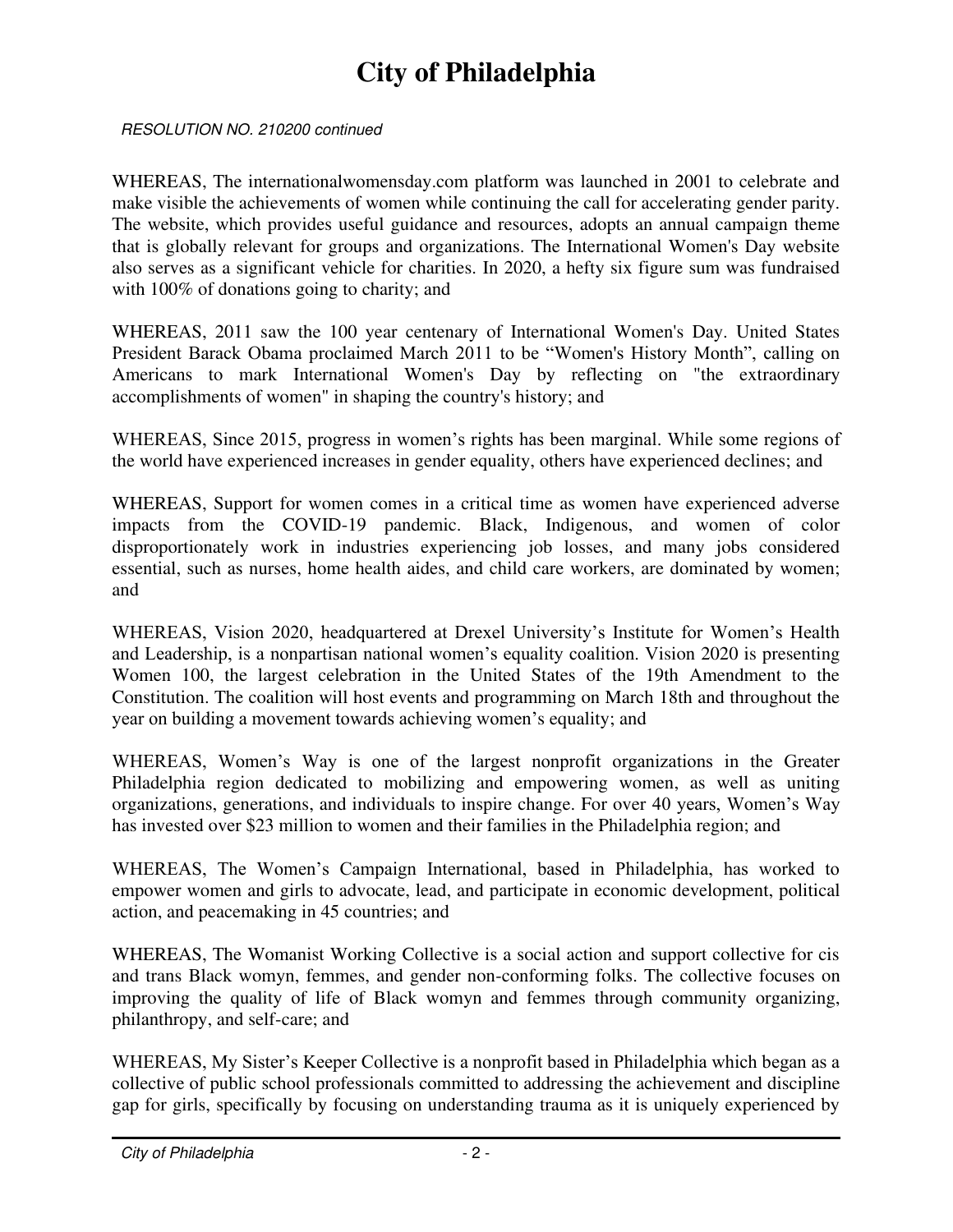*RESOLUTION NO. 210200 continued*

WHEREAS, The internationalwomensday.com platform was launched in 2001 to celebrate and make visible the achievements of women while continuing the call for accelerating gender parity. The website, which provides useful guidance and resources, adopts an annual campaign theme that is globally relevant for groups and organizations. The International Women's Day website also serves as a significant vehicle for charities. In 2020, a hefty six figure sum was fundraised with 100% of donations going to charity; and

WHEREAS, 2011 saw the 100 year centenary of International Women's Day. United States President Barack Obama proclaimed March 2011 to be "Women's History Month", calling on Americans to mark International Women's Day by reflecting on "the extraordinary accomplishments of women" in shaping the country's history; and

WHEREAS, Since 2015, progress in women's rights has been marginal. While some regions of the world have experienced increases in gender equality, others have experienced declines; and

WHEREAS, Support for women comes in a critical time as women have experienced adverse impacts from the COVID-19 pandemic. Black, Indigenous, and women of color disproportionately work in industries experiencing job losses, and many jobs considered essential, such as nurses, home health aides, and child care workers, are dominated by women; and

WHEREAS, Vision 2020, headquartered at Drexel University's Institute for Women's Health and Leadership, is a nonpartisan national women's equality coalition. Vision 2020 is presenting Women 100, the largest celebration in the United States of the 19th Amendment to the Constitution. The coalition will host events and programming on March 18th and throughout the year on building a movement towards achieving women's equality; and

WHEREAS, Women's Way is one of the largest nonprofit organizations in the Greater Philadelphia region dedicated to mobilizing and empowering women, as well as uniting organizations, generations, and individuals to inspire change. For over 40 years, Women's Way has invested over $23 million to women and their families in the Philadelphia region; and

WHEREAS, The Women's Campaign International, based in Philadelphia, has worked to empower women and girls to advocate, lead, and participate in economic development, political action, and peacemaking in 45 countries; and

WHEREAS, The Womanist Working Collective is a social action and support collective for cis and trans Black womyn, femmes, and gender non-conforming folks. The collective focuses on improving the quality of life of Black womyn and femmes through community organizing, philanthropy, and self-care; and

WHEREAS, My Sister's Keeper Collective is a nonprofit based in Philadelphia which began as a collective of public school professionals committed to addressing the achievement and discipline gap for girls, specifically by focusing on understanding trauma as it is uniquely experienced by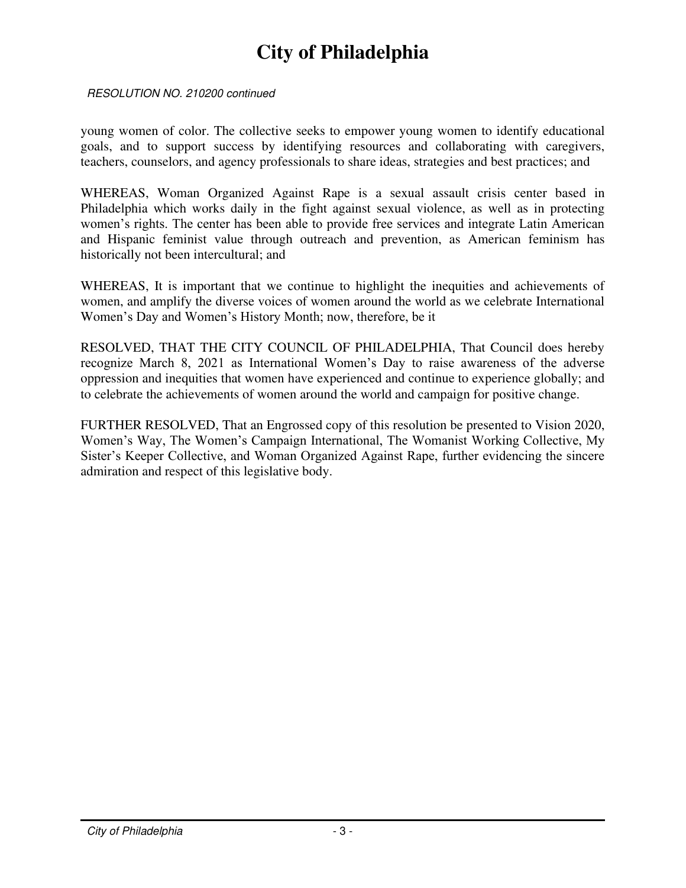*RESOLUTION NO. 210200 continued*

young women of color. The collective seeks to empower young women to identify educational goals, and to support success by identifying resources and collaborating with caregivers, teachers, counselors, and agency professionals to share ideas, strategies and best practices; and

WHEREAS, Woman Organized Against Rape is a sexual assault crisis center based in Philadelphia which works daily in the fight against sexual violence, as well as in protecting women's rights. The center has been able to provide free services and integrate Latin American and Hispanic feminist value through outreach and prevention, as American feminism has historically not been intercultural; and

WHEREAS, It is important that we continue to highlight the inequities and achievements of women, and amplify the diverse voices of women around the world as we celebrate International Women's Day and Women's History Month; now, therefore, be it

RESOLVED, THAT THE CITY COUNCIL OF PHILADELPHIA, That Council does hereby recognize March 8, 2021 as International Women's Day to raise awareness of the adverse oppression and inequities that women have experienced and continue to experience globally; and to celebrate the achievements of women around the world and campaign for positive change.

FURTHER RESOLVED, That an Engrossed copy of this resolution be presented to Vision 2020, Women's Way, The Women's Campaign International, The Womanist Working Collective, My Sister's Keeper Collective, and Woman Organized Against Rape, further evidencing the sincere admiration and respect of this legislative body.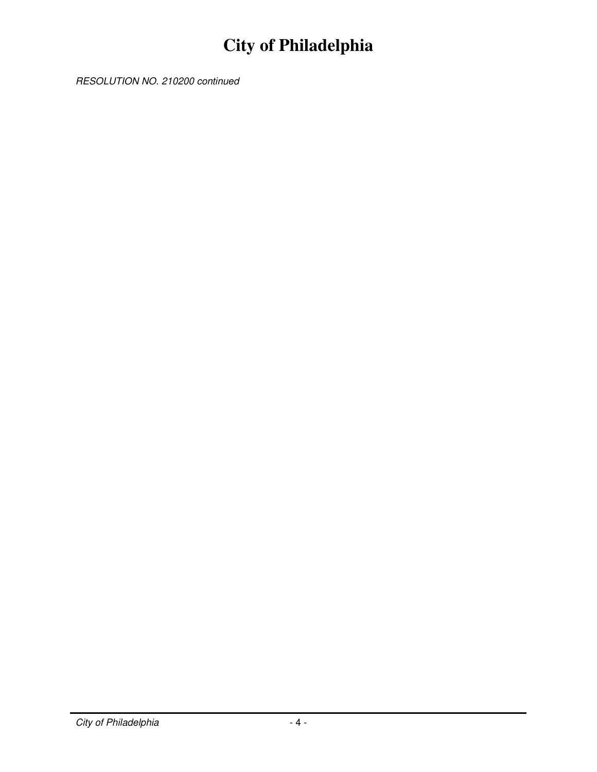*RESOLUTION NO. 210200 continued*